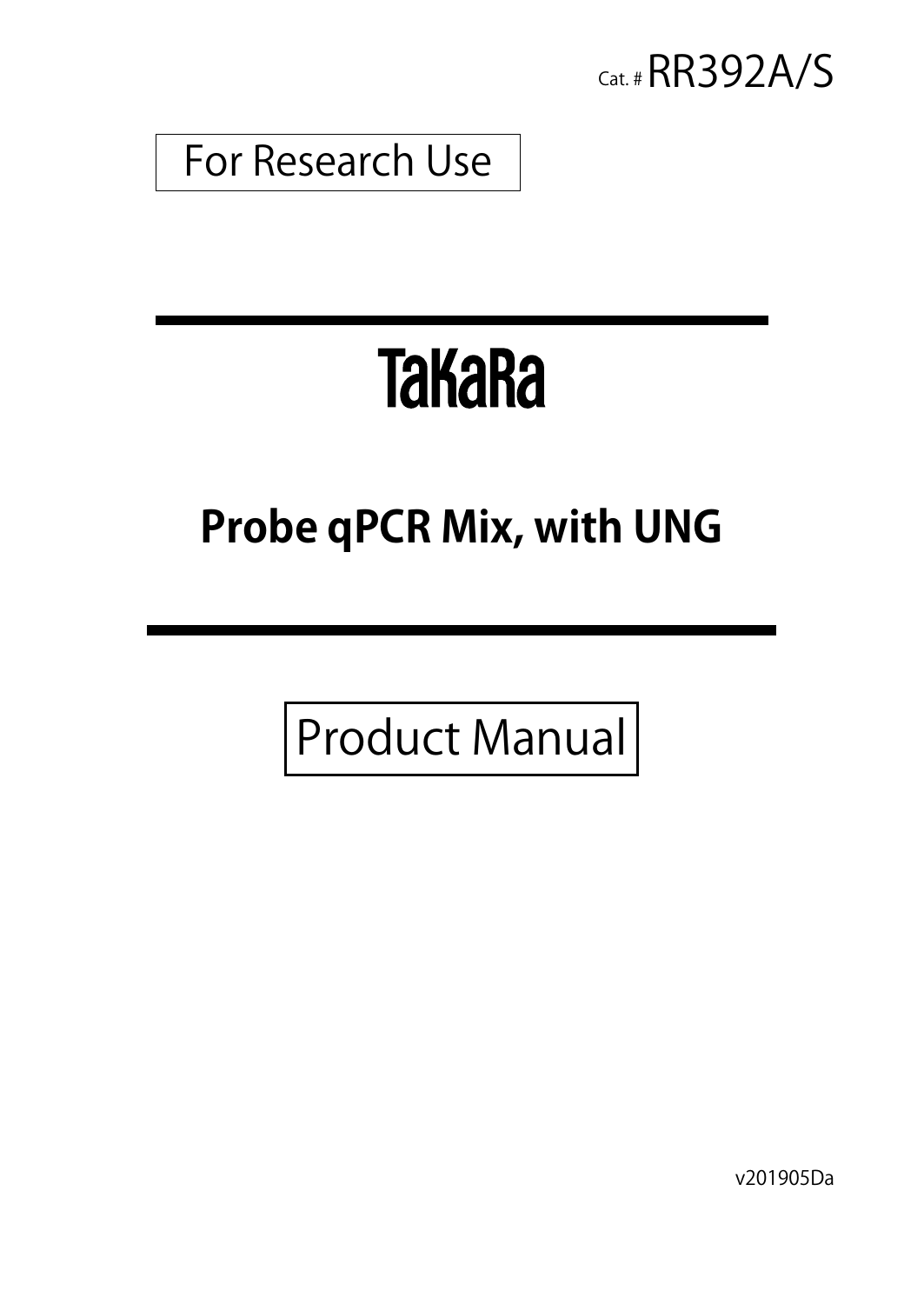Cat. # RR392A/S

For Research Use

# TaKaRa

# Probe qPCR Mix, with UNG

Product Manual

v201905Da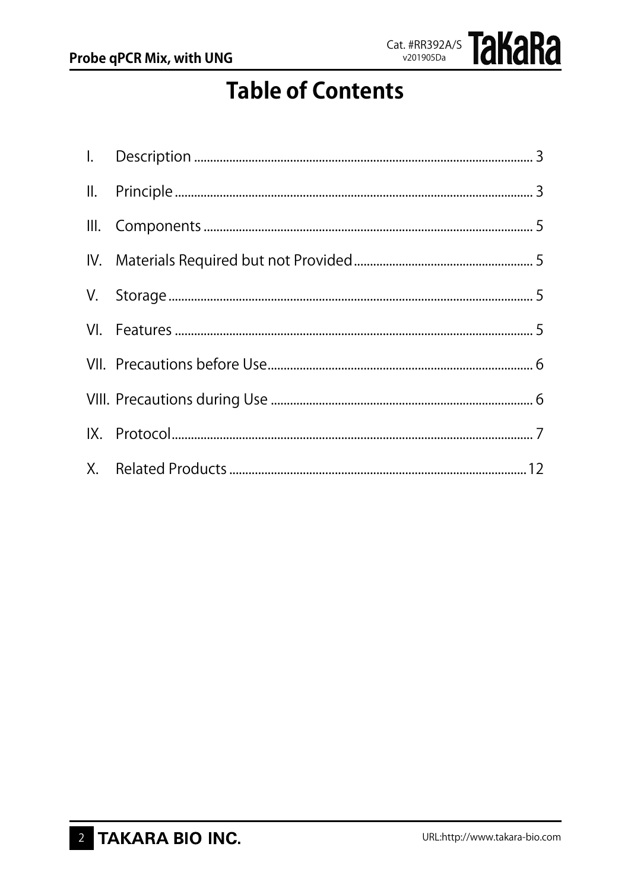# Table of Contents

| | | |
|---|---|---|
| I. | Description | 3 |
| II. | Principle | 3 |
| III. | Components | 5 |
| IV. | Materials Required but not Provided | 5 |
| V. | Storage | 5 |
| VI. | Features | 5 |
| VII. | Precautions before Use | 6 |
| VIII. | Precautions during Use | 6 |
| IX. | Protocol | 7 |
| X. | Related Products | 12 |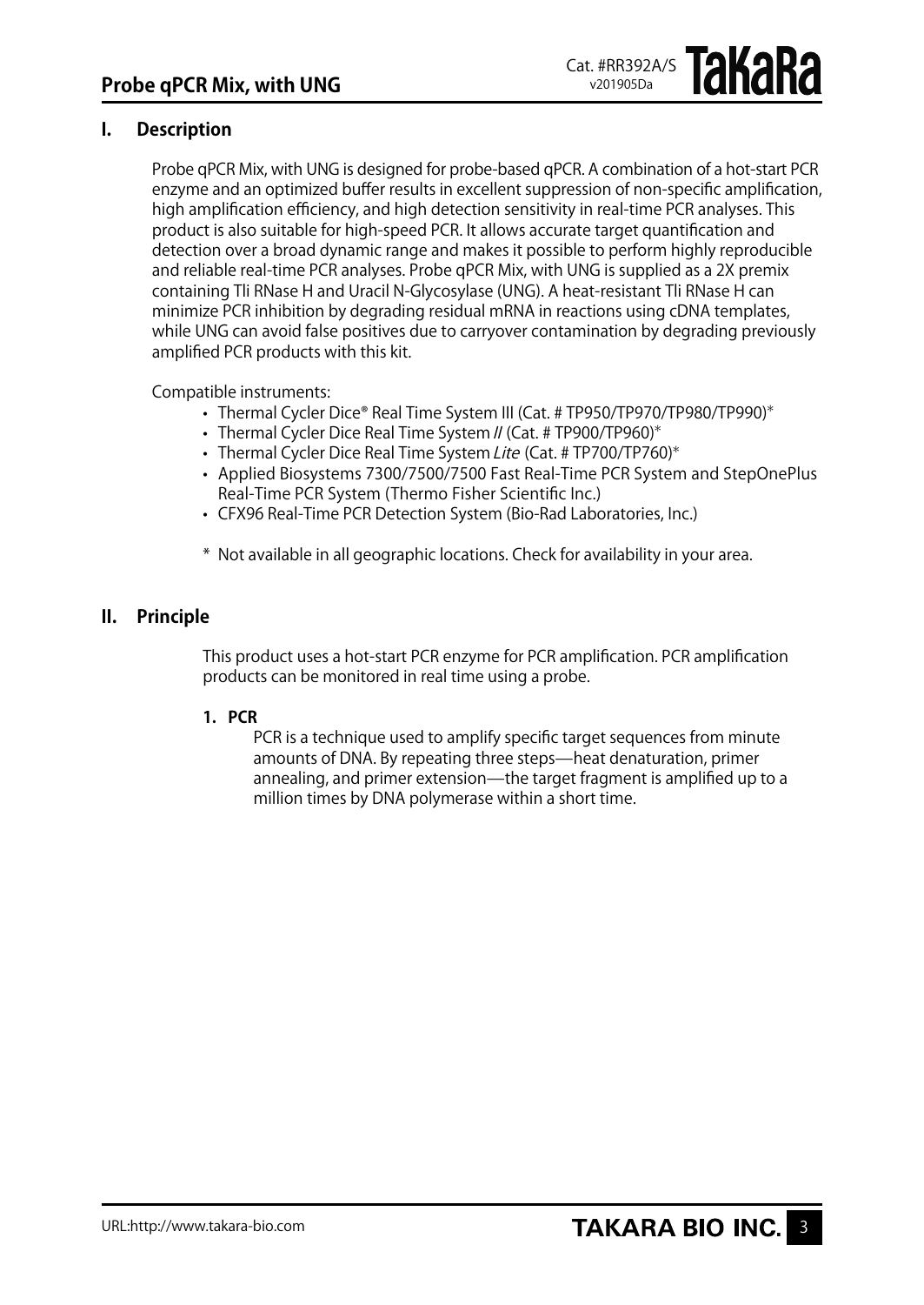## I. Description

Probe qPCR Mix, with UNG is designed for probe-based qPCR. A combination of a hot-start PCR enzyme and an optimized buffer results in excellent suppression of non-specific amplification, high amplification efficiency, and high detection sensitivity in real-time PCR analyses. This product is also suitable for high-speed PCR. It allows accurate target quantification and detection over a broad dynamic range and makes it possible to perform highly reproducible and reliable real-time PCR analyses. Probe qPCR Mix, with UNG is supplied as a 2X premix containing Tli RNase H and Uracil N-Glycosylase (UNG). A heat-resistant Tli RNase H can minimize PCR inhibition by degrading residual mRNA in reactions using cDNA templates, while UNG can avoid false positives due to carryover contamination by degrading previously amplified PCR products with this kit.

Compatible instruments:

- Thermal Cycler Dice® Real Time System III (Cat. # TP950/TP970/TP980/TP990)*
- Thermal Cycler Dice Real Time System *II* (Cat. # TP900/TP960)*
- Thermal Cycler Dice Real Time System *Lite* (Cat. # TP700/TP760)*
- Applied Biosystems 7300/7500/7500 Fast Real-Time PCR System and StepOnePlus Real-Time PCR System (Thermo Fisher Scientific Inc.)
- CFX96 Real-Time PCR Detection System (Bio-Rad Laboratories, Inc.)

\* Not available in all geographic locations. Check for availability in your area.

## II. Principle

This product uses a hot-start PCR enzyme for PCR amplification. PCR amplification products can be monitored in real time using a probe.

### 1. PCR

PCR is a technique used to amplify specific target sequences from minute amounts of DNA. By repeating three steps—heat denaturation, primer annealing, and primer extension—the target fragment is amplified up to a million times by DNA polymerase within a short time.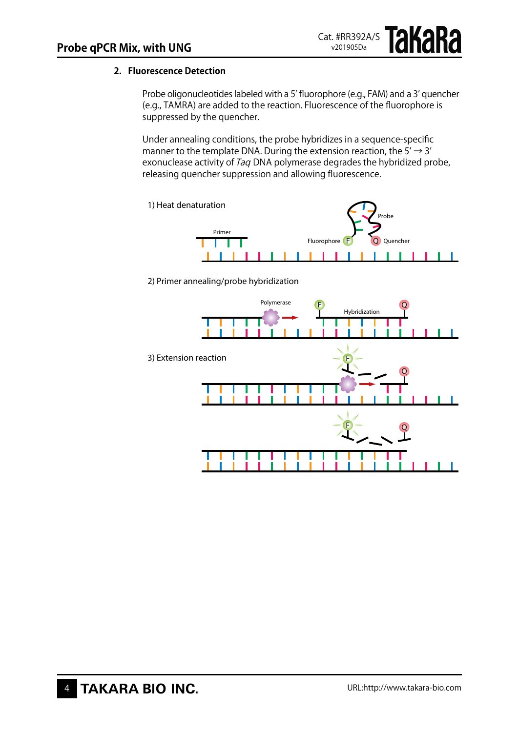## 2. Fluorescence Detection

Probe oligonucleotides labeled with a 5′ fluorophore (e.g., FAM) and a 3′ quencher (e.g., TAMRA) are added to the reaction. Fluorescence of the fluorophore is suppressed by the quencher.

Under annealing conditions, the probe hybridizes in a sequence-specific manner to the template DNA. During the extension reaction, the 5′ → 3′ exonuclease activity of *Taq* DNA polymerase degrades the hybridized probe, releasing quencher suppression and allowing fluorescence.

1) Heat denaturation

2) Primer annealing/probe hybridization

3) Extension reaction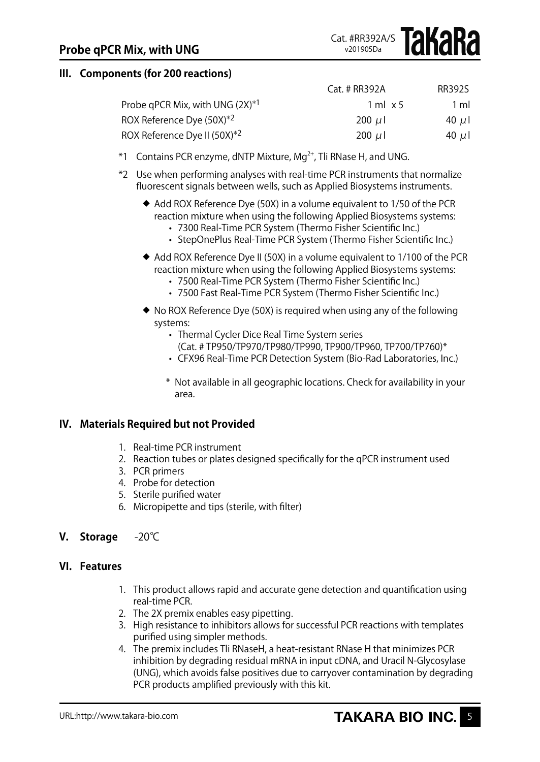## III. Components (for 200 reactions)

| | Cat. # RR392A | RR392S |
|---|---|---|
| Probe qPCR Mix, with UNG (2X)*1 | 1 ml x 5 | 1 ml |
| ROX Reference Dye (50X)*2 | 200 μl | 40 μl |
| ROX Reference Dye II (50X)*2 | 200 μl | 40 μl |

*1 Contains PCR enzyme, dNTP Mixture, $Mg^{2+}$, Tli RNase H, and UNG.

*2 Use when performing analyses with real-time PCR instruments that normalize fluorescent signals between wells, such as Applied Biosystems instruments.

- ◆ Add ROX Reference Dye (50X) in a volume equivalent to 1/50 of the PCR reaction mixture when using the following Applied Biosystems systems:
  - 7300 Real-Time PCR System (Thermo Fisher Scientific Inc.)
  - StepOnePlus Real-Time PCR System (Thermo Fisher Scientific Inc.)
- ◆ Add ROX Reference Dye II (50X) in a volume equivalent to 1/100 of the PCR reaction mixture when using the following Applied Biosystems systems:
  - 7500 Real-Time PCR System (Thermo Fisher Scientific Inc.)
  - 7500 Fast Real-Time PCR System (Thermo Fisher Scientific Inc.)
- ◆ No ROX Reference Dye (50X) is required when using any of the following systems:
  - Thermal Cycler Dice Real Time System series (Cat. # TP950/TP970/TP980/TP990, TP900/TP960, TP700/TP760)*
  - CFX96 Real-Time PCR Detection System (Bio-Rad Laboratories, Inc.)

  \* Not available in all geographic locations. Check for availability in your area.

## IV. Materials Required but not Provided

1. Real-time PCR instrument
2. Reaction tubes or plates designed specifically for the qPCR instrument used
3. PCR primers
4. Probe for detection
5. Sterile purified water
6. Micropipette and tips (sterile, with filter)

## V. Storage -20℃

## VI. Features

1. This product allows rapid and accurate gene detection and quantification using real-time PCR.
2. The 2X premix enables easy pipetting.
3. High resistance to inhibitors allows for successful PCR reactions with templates purified using simpler methods.
4. The premix includes Tli RNaseH, a heat-resistant RNase H that minimizes PCR inhibition by degrading residual mRNA in input cDNA, and Uracil N-Glycosylase (UNG), which avoids false positives due to carryover contamination by degrading PCR products amplified previously with this kit.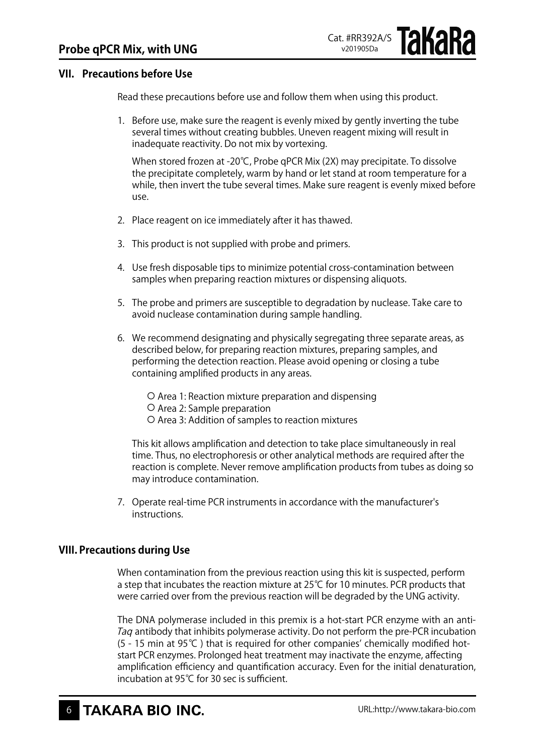## VII. Precautions before Use

Read these precautions before use and follow them when using this product.

1. Before use, make sure the reagent is evenly mixed by gently inverting the tube several times without creating bubbles. Uneven reagent mixing will result in inadequate reactivity. Do not mix by vortexing.

   When stored frozen at -20℃, Probe qPCR Mix (2X) may precipitate. To dissolve the precipitate completely, warm by hand or let stand at room temperature for a while, then invert the tube several times. Make sure reagent is evenly mixed before use.

2. Place reagent on ice immediately after it has thawed.

3. This product is not supplied with probe and primers.

4. Use fresh disposable tips to minimize potential cross-contamination between samples when preparing reaction mixtures or dispensing aliquots.

5. The probe and primers are susceptible to degradation by nuclease. Take care to avoid nuclease contamination during sample handling.

6. We recommend designating and physically segregating three separate areas, as described below, for preparing reaction mixtures, preparing samples, and performing the detection reaction. Please avoid opening or closing a tube containing amplified products in any areas.

   - Area 1: Reaction mixture preparation and dispensing
   - Area 2: Sample preparation
   - Area 3: Addition of samples to reaction mixtures

   This kit allows amplification and detection to take place simultaneously in real time. Thus, no electrophoresis or other analytical methods are required after the reaction is complete. Never remove amplification products from tubes as doing so may introduce contamination.

7. Operate real-time PCR instruments in accordance with the manufacturer's instructions.

## VIII. Precautions during Use

When contamination from the previous reaction using this kit is suspected, perform a step that incubates the reaction mixture at 25℃ for 10 minutes. PCR products that were carried over from the previous reaction will be degraded by the UNG activity.

The DNA polymerase included in this premix is a hot-start PCR enzyme with an anti-*Taq* antibody that inhibits polymerase activity. Do not perform the pre-PCR incubation (5 - 15 min at 95℃ ) that is required for other companies' chemically modified hot-start PCR enzymes. Prolonged heat treatment may inactivate the enzyme, affecting amplification efficiency and quantification accuracy. Even for the initial denaturation, incubation at 95℃ for 30 sec is sufficient.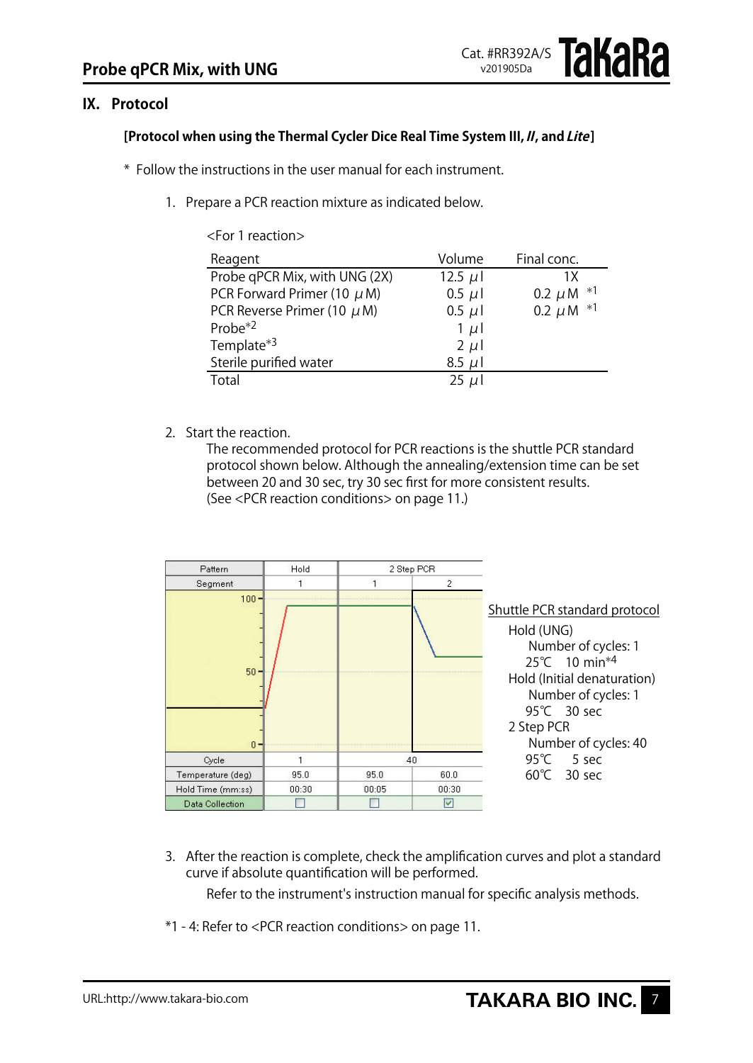## IX. Protocol

### [Protocol when using the Thermal Cycler Dice Real Time System III, *II*, and *Lite*]

\* Follow the instructions in the user manual for each instrument.

1. Prepare a PCR reaction mixture as indicated below.

<For 1 reaction>

| Reagent | Volume | Final conc. |
|---|---|---|
| Probe qPCR Mix, with UNG (2X) | 12.5 μl | 1X |
| PCR Forward Primer (10 μM) | 0.5 μl | 0.2 μM *1 |
| PCR Reverse Primer (10 μM) | 0.5 μl | 0.2 μM *1 |
| Probe*2 | 1 μl | |
| Template*3 | 2 μl | |
| Sterile purified water | 8.5 μl | |
| Total | 25 μl | |

2. Start the reaction.
   The recommended protocol for PCR reactions is the shuttle PCR standard protocol shown below. Although the annealing/extension time can be set between 20 and 30 sec, try 30 sec first for more consistent results.
   (See <PCR reaction conditions> on page 11.)

| Pattern | Hold | 2 Step PCR | |
|---|---|---|---|
| Segment | 1 | 1 | 2 |
| Cycle | 1 | 40 | |
| Temperature (deg) | 95.0 | 95.0 | 60.0 |
| Hold Time (mm:ss) | 00:30 | 00:05 | 00:30 |
| Data Collection | ☐ | ☐ | ☑ |

Shuttle PCR standard protocol

Hold (UNG)
  Number of cycles: 1
  25℃ 10 min*4
Hold (Initial denaturation)
  Number of cycles: 1
  95℃ 30 sec
2 Step PCR
  Number of cycles: 40
  95℃ 5 sec
  60℃ 30 sec

3. After the reaction is complete, check the amplification curves and plot a standard curve if absolute quantification will be performed.
   Refer to the instrument's instruction manual for specific analysis methods.

*1 - 4: Refer to <PCR reaction conditions> on page 11.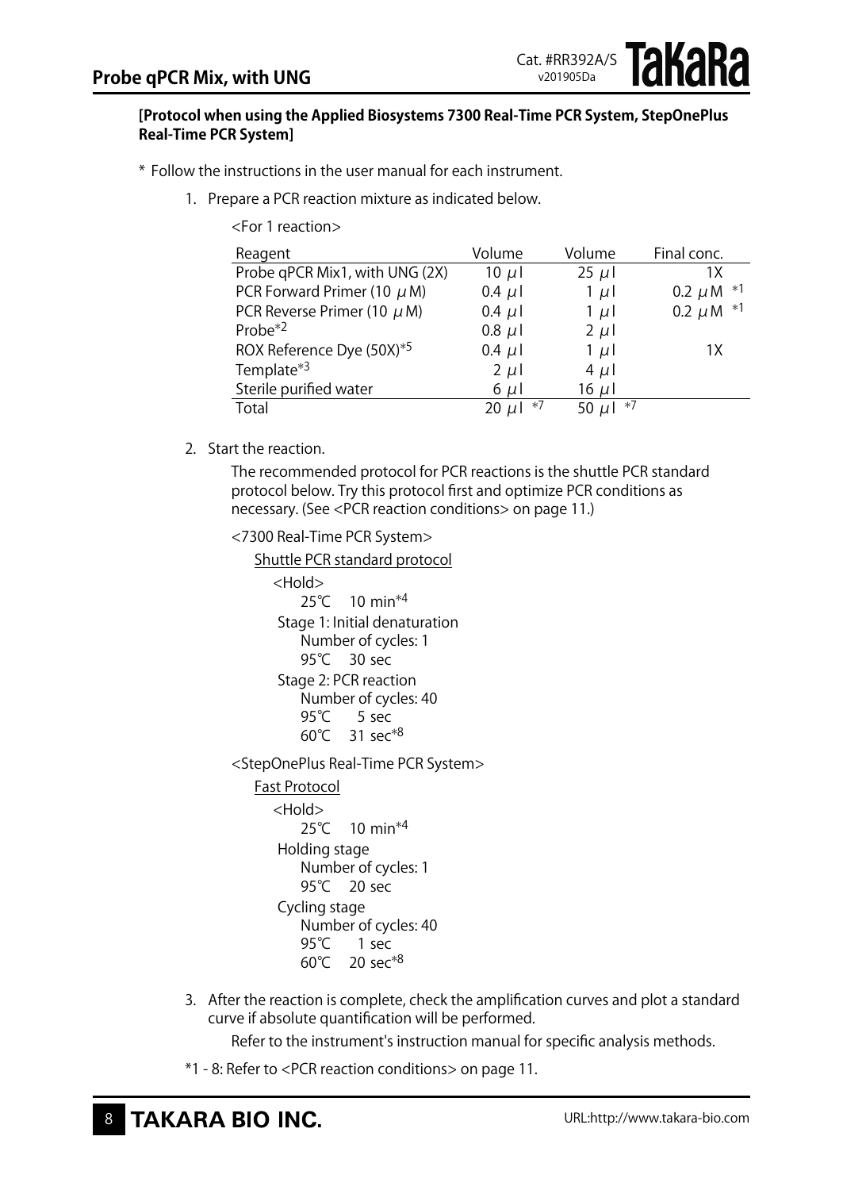**[Protocol when using the Applied Biosystems 7300 Real-Time PCR System, StepOnePlus Real-Time PCR System]**

\* Follow the instructions in the user manual for each instrument.

1. Prepare a PCR reaction mixture as indicated below.

<For 1 reaction>

| Reagent | Volume | Volume | Final conc. |
|---|---|---|---|
| Probe qPCR Mix1, with UNG (2X) | 10 μl | 25 μl | 1X |
| PCR Forward Primer (10 μM) | 0.4 μl | 1 μl | 0.2 μM *1 |
| PCR Reverse Primer (10 μM) | 0.4 μl | 1 μl | 0.2 μM *1 |
| Probe*2 | 0.8 μl | 2 μl | |
| ROX Reference Dye (50X)*5 | 0.4 μl | 1 μl | 1X |
| Template*3 | 2 μl | 4 μl | |
| Sterile purified water | 6 μl | 16 μl | |
| Total | 20 μl *7 | 50 μl *7 | |

2. Start the reaction.

   The recommended protocol for PCR reactions is the shuttle PCR standard protocol below. Try this protocol first and optimize PCR conditions as necessary. (See <PCR reaction conditions> on page 11.)

   <7300 Real-Time PCR System>

   Shuttle PCR standard protocol

   <Hold>
   25℃ 10 min*4
   Stage 1: Initial denaturation
   Number of cycles: 1
   95℃ 30 sec
   Stage 2: PCR reaction
   Number of cycles: 40
   95℃ 5 sec
   60℃ 31 sec*8

   <StepOnePlus Real-Time PCR System>

   Fast Protocol

   <Hold>
   25℃ 10 min*4
   Holding stage
   Number of cycles: 1
   95℃ 20 sec
   Cycling stage
   Number of cycles: 40
   95℃ 1 sec
   60℃ 20 sec*8

3. After the reaction is complete, check the amplification curves and plot a standard curve if absolute quantification will be performed.

   Refer to the instrument's instruction manual for specific analysis methods.

*1 - 8: Refer to <PCR reaction conditions> on page 11.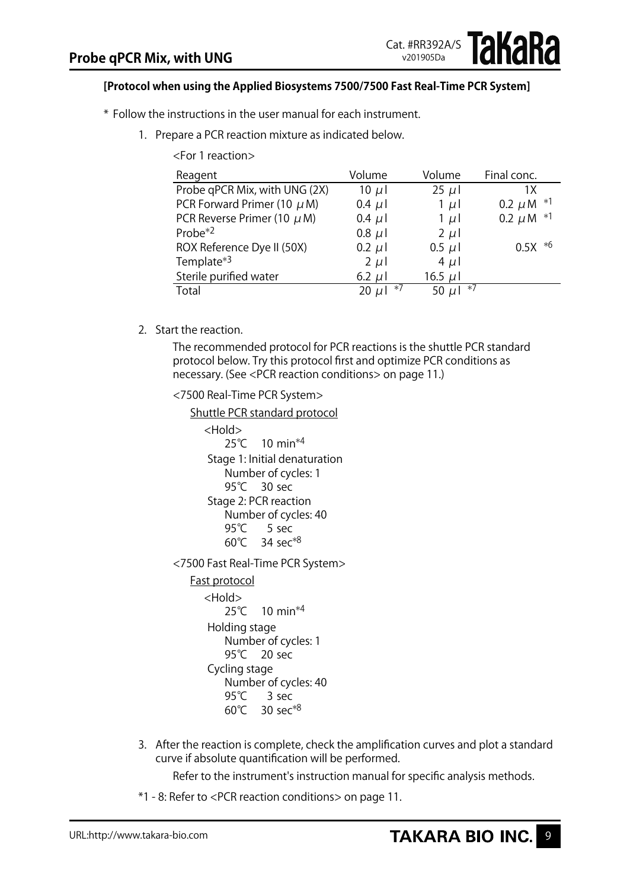**[Protocol when using the Applied Biosystems 7500/7500 Fast Real-Time PCR System]**

\* Follow the instructions in the user manual for each instrument.

1. Prepare a PCR reaction mixture as indicated below.

   <For 1 reaction>

| Reagent | Volume | Volume | Final conc. |
|---|---|---|---|
| Probe qPCR Mix, with UNG (2X) | 10 μl | 25 μl | 1X |
| PCR Forward Primer (10 μM) | 0.4 μl | 1 μl | 0.2 μM *1 |
| PCR Reverse Primer (10 μM) | 0.4 μl | 1 μl | 0.2 μM *1 |
| Probe*2 | 0.8 μl | 2 μl | |
| ROX Reference Dye II (50X) | 0.2 μl | 0.5 μl | 0.5X *6 |
| Template*3 | 2 μl | 4 μl | |
| Sterile purified water | 6.2 μl | 16.5 μl | |
| Total | 20 μl *7 | 50 μl *7 | |

2. Start the reaction.

   The recommended protocol for PCR reactions is the shuttle PCR standard protocol below. Try this protocol first and optimize PCR conditions as necessary. (See <PCR reaction conditions> on page 11.)

   <7500 Real-Time PCR System>

   Shuttle PCR standard protocol

   <Hold>
   25℃ 10 min*4
   Stage 1: Initial denaturation
   Number of cycles: 1
   95℃ 30 sec
   Stage 2: PCR reaction
   Number of cycles: 40
   95℃ 5 sec
   60℃ 34 sec*8

   <7500 Fast Real-Time PCR System>

   Fast protocol

   <Hold>
   25℃ 10 min*4
   Holding stage
   Number of cycles: 1
   95℃ 20 sec
   Cycling stage
   Number of cycles: 40
   95℃ 3 sec
   60℃ 30 sec*8

3. After the reaction is complete, check the amplification curves and plot a standard curve if absolute quantification will be performed.

   Refer to the instrument's instruction manual for specific analysis methods.

*1 - 8: Refer to <PCR reaction conditions> on page 11.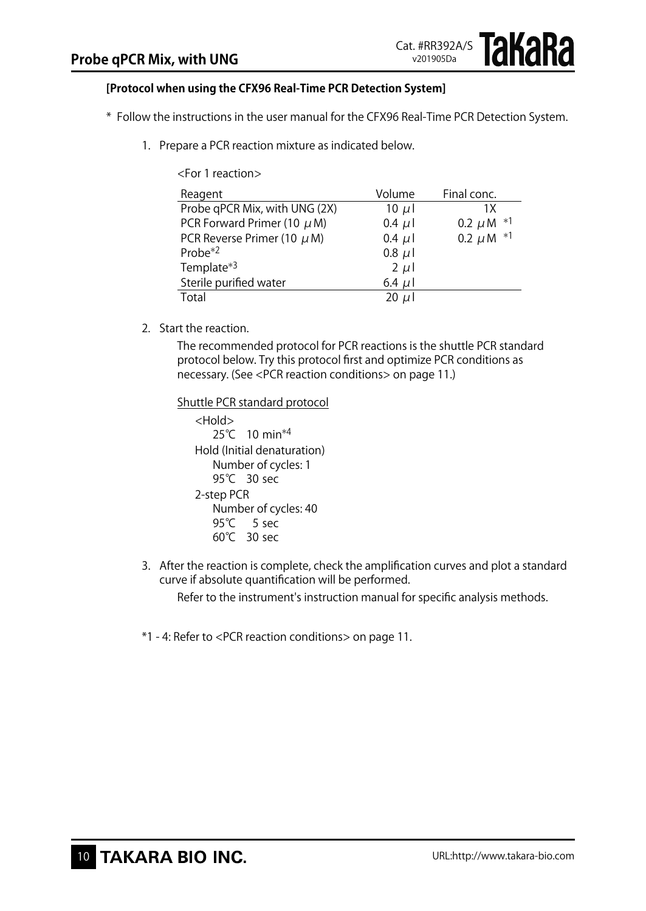**[Protocol when using the CFX96 Real-Time PCR Detection System]**

\* Follow the instructions in the user manual for the CFX96 Real-Time PCR Detection System.

1. Prepare a PCR reaction mixture as indicated below.

   <For 1 reaction>

   | Reagent | Volume | Final conc. |
   |---|---|---|
   | Probe qPCR Mix, with UNG (2X) | 10 μl | 1X |
   | PCR Forward Primer (10 μM) | 0.4 μl | 0.2 μM *1 |
   | PCR Reverse Primer (10 μM) | 0.4 μl | 0.2 μM *1 |
   | Probe*2 | 0.8 μl | |
   | Template*3 | 2 μl | |
   | Sterile purified water | 6.4 μl | |
   | Total | 20 μl | |

2. Start the reaction.

   The recommended protocol for PCR reactions is the shuttle PCR standard protocol below. Try this protocol first and optimize PCR conditions as necessary. (See <PCR reaction conditions> on page 11.)

   Shuttle PCR standard protocol

   <Hold>
   25℃ 10 min*4

   Hold (Initial denaturation)
   Number of cycles: 1
   95℃ 30 sec

   2-step PCR
   Number of cycles: 40
   95℃ 5 sec
   60℃ 30 sec

3. After the reaction is complete, check the amplification curves and plot a standard curve if absolute quantification will be performed.

   Refer to the instrument's instruction manual for specific analysis methods.

*1 - 4: Refer to <PCR reaction conditions> on page 11.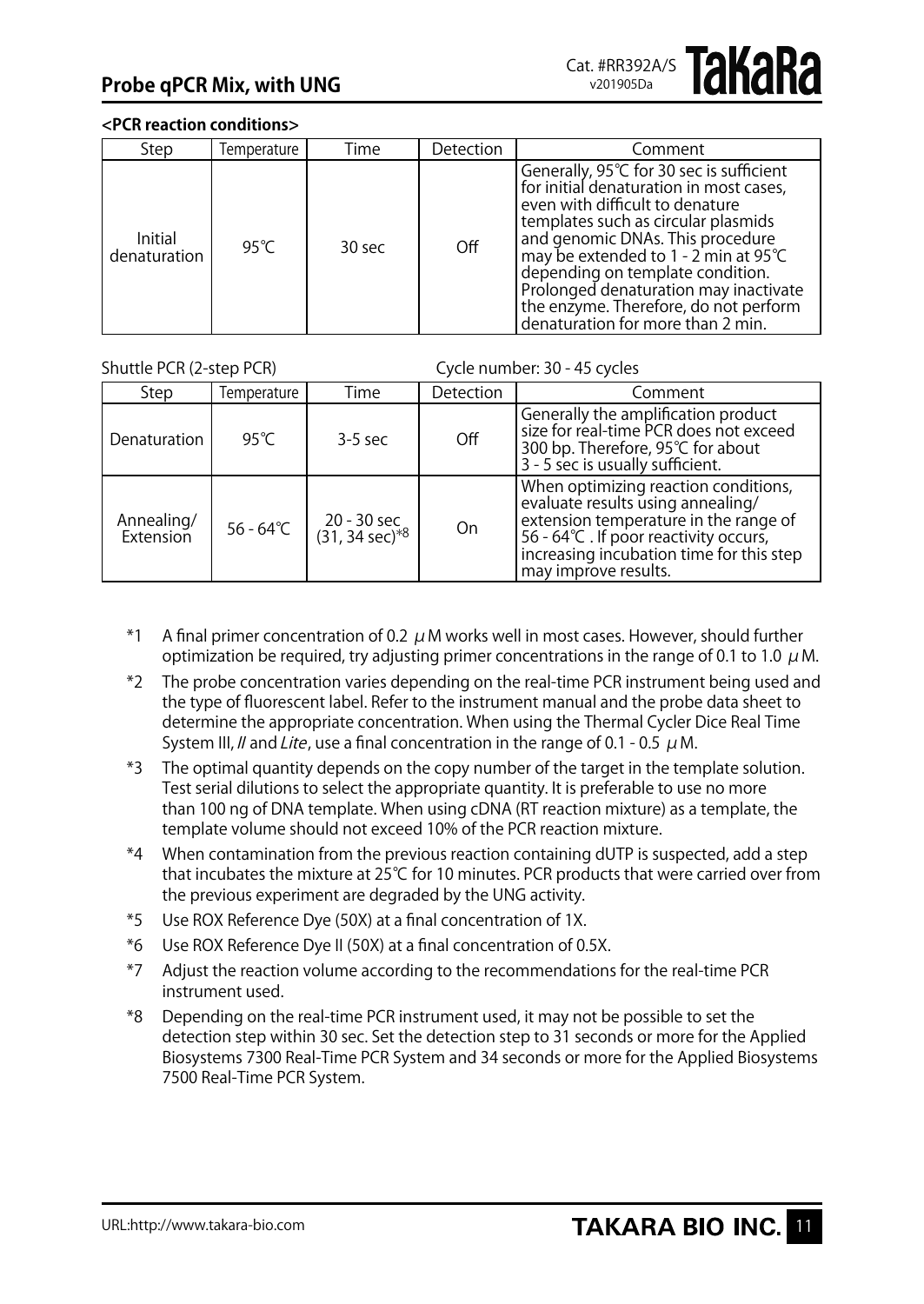**<PCR reaction conditions>**

| Step | Temperature | Time | Detection | Comment |
|---|---|---|---|---|
| Initial denaturation | 95℃ | 30 sec | Off | Generally, 95℃ for 30 sec is sufficient for initial denaturation in most cases, even with difficult to denature templates such as circular plasmids and genomic DNAs. This procedure may be extended to 1 - 2 min at 95℃ depending on template condition. Prolonged denaturation may inactivate the enzyme. Therefore, do not perform denaturation for more than 2 min. |

Shuttle PCR (2-step PCR) Cycle number: 30 - 45 cycles

| Step | Temperature | Time | Detection | Comment |
|---|---|---|---|---|
| Denaturation | 95℃ | 3-5 sec | Off | Generally the amplification product size for real-time PCR does not exceed 300 bp. Therefore, 95℃ for about 3 - 5 sec is usually sufficient. |
| Annealing/ Extension | 56 - 64℃ | 20 - 30 sec (31, 34 sec)*8 | On | When optimizing reaction conditions, evaluate results using annealing/ extension temperature in the range of 56 - 64℃ . If poor reactivity occurs, increasing incubation time for this step may improve results. |

*1 A final primer concentration of 0.2 μM works well in most cases. However, should further optimization be required, try adjusting primer concentrations in the range of 0.1 to 1.0 μM.

*2 The probe concentration varies depending on the real-time PCR instrument being used and the type of fluorescent label. Refer to the instrument manual and the probe data sheet to determine the appropriate concentration. When using the Thermal Cycler Dice Real Time System III, *II* and *Lite*, use a final concentration in the range of 0.1 - 0.5 μM.

*3 The optimal quantity depends on the copy number of the target in the template solution. Test serial dilutions to select the appropriate quantity. It is preferable to use no more than 100 ng of DNA template. When using cDNA (RT reaction mixture) as a template, the template volume should not exceed 10% of the PCR reaction mixture.

*4 When contamination from the previous reaction containing dUTP is suspected, add a step that incubates the mixture at 25℃ for 10 minutes. PCR products that were carried over from the previous experiment are degraded by the UNG activity.

*5 Use ROX Reference Dye (50X) at a final concentration of 1X.

*6 Use ROX Reference Dye II (50X) at a final concentration of 0.5X.

*7 Adjust the reaction volume according to the recommendations for the real-time PCR instrument used.

*8 Depending on the real-time PCR instrument used, it may not be possible to set the detection step within 30 sec. Set the detection step to 31 seconds or more for the Applied Biosystems 7300 Real-Time PCR System and 34 seconds or more for the Applied Biosystems 7500 Real-Time PCR System.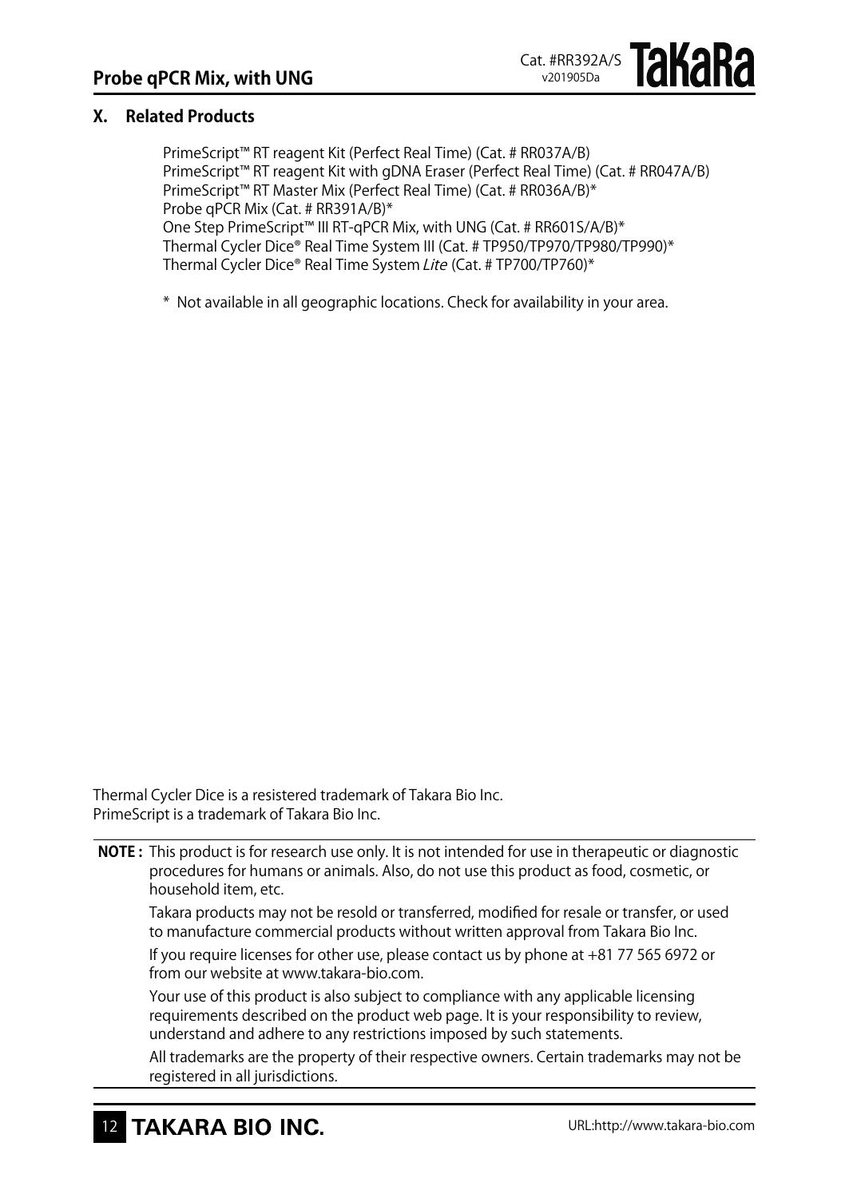## X. Related Products

PrimeScript™ RT reagent Kit (Perfect Real Time) (Cat. # RR037A/B)
PrimeScript™ RT reagent Kit with gDNA Eraser (Perfect Real Time) (Cat. # RR047A/B)
PrimeScript™ RT Master Mix (Perfect Real Time) (Cat. # RR036A/B)*
Probe qPCR Mix (Cat. # RR391A/B)*
One Step PrimeScript™ III RT-qPCR Mix, with UNG (Cat. # RR601S/A/B)*
Thermal Cycler Dice® Real Time System III (Cat. # TP950/TP970/TP980/TP990)*
Thermal Cycler Dice® Real Time System *Lite* (Cat. # TP700/TP760)*

\* Not available in all geographic locations. Check for availability in your area.

Thermal Cycler Dice is a resistered trademark of Takara Bio Inc.
PrimeScript is a trademark of Takara Bio Inc.

**NOTE :** This product is for research use only. It is not intended for use in therapeutic or diagnostic procedures for humans or animals. Also, do not use this product as food, cosmetic, or household item, etc.

Takara products may not be resold or transferred, modified for resale or transfer, or used to manufacture commercial products without written approval from Takara Bio Inc.

If you require licenses for other use, please contact us by phone at +81 77 565 6972 or from our website at www.takara-bio.com.

Your use of this product is also subject to compliance with any applicable licensing requirements described on the product web page. It is your responsibility to review, understand and adhere to any restrictions imposed by such statements.

All trademarks are the property of their respective owners. Certain trademarks may not be registered in all jurisdictions.